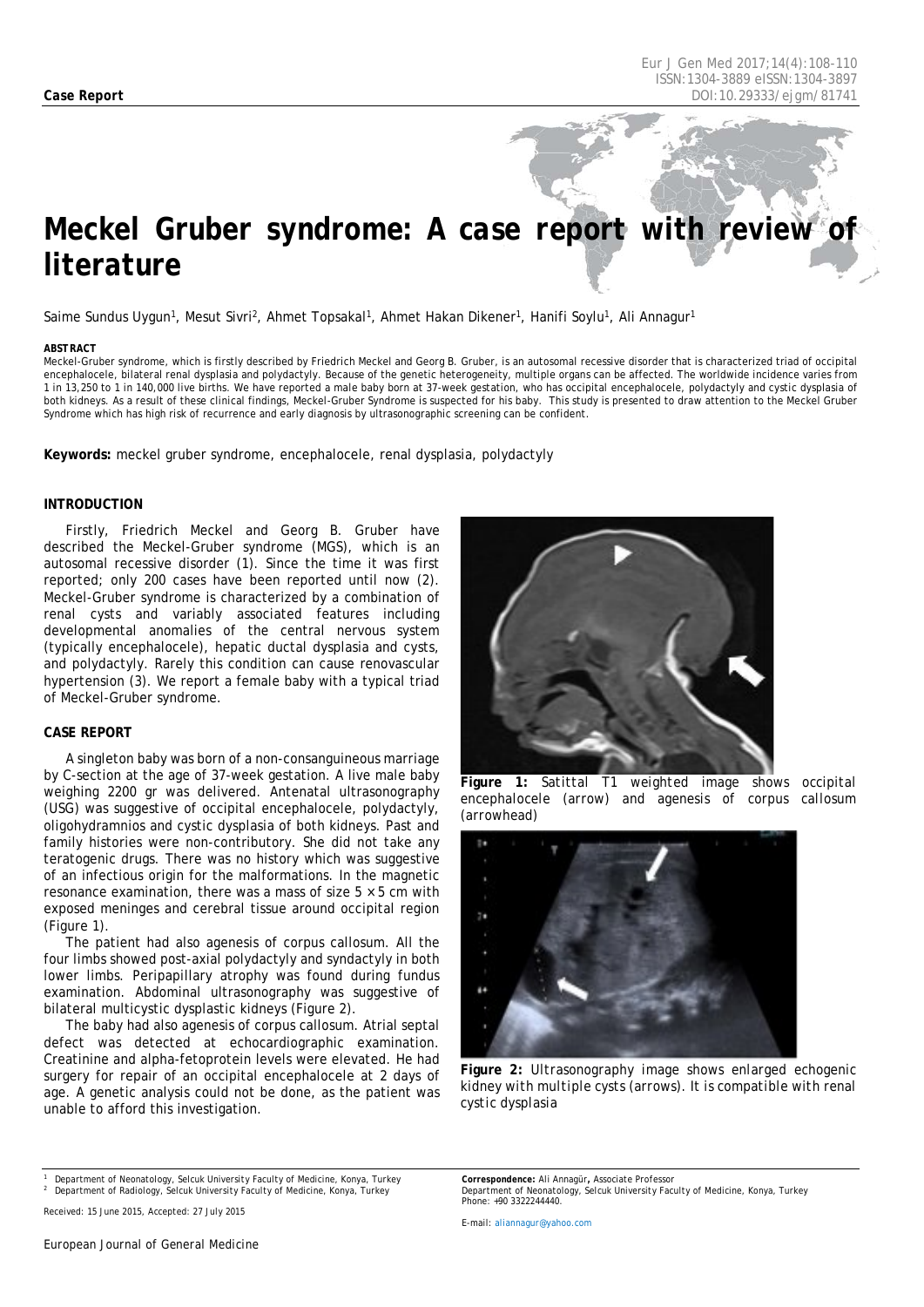**Case Report**

# Meckel Gruber syndrome: A case report with review of literature

Saime Sundus Uygun[1], Mesut Sivri[2], Ahmet Topsakal[1], Ahmet Hakan Dikener[1], Hanifi Soylu[1], Ali Annagur[1]

**ABSTRACT**

Meckel-Gruber syndrome, which is firstly described by Friedrich Meckel and Georg B. Gruber, is an autosomal recessive disorder that is characterized triad of occipital encephalocele, bilateral renal dysplasia and polydactyly. Because of the genetic heterogeneity, multiple organs can be affected. The worldwide incidence varies from 1 in 13,250 to 1 in 140,000 live births. We have reported a male baby born at 37-week gestation, who has occipital encephalocele, polydactyly and cystic dysplasia of both kidneys. As a result of these clinical findings, Meckel-Gruber Syndrome is suspected for his baby. This study is presented to draw attention to the Meckel Gruber Syndrome which has high risk of recurrence and early diagnosis by ultrasonographic screening can be confident.

**Keywords:** meckel gruber syndrome, encephalocele, renal dysplasia, polydactyly

## INTRODUCTION

Firstly, Friedrich Meckel and Georg B. Gruber have described the Meckel-Gruber syndrome (MGS), which is an autosomal recessive disorder (1). Since the time it was first reported; only 200 cases have been reported until now (2). Meckel-Gruber syndrome is characterized by a combination of renal cysts and variably associated features including developmental anomalies of the central nervous system (typically encephalocele), hepatic ductal dysplasia and cysts, and polydactyly. Rarely this condition can cause renovascular hypertension (3). We report a female baby with a typical triad of Meckel-Gruber syndrome.

## CASE REPORT

A singleton baby was born of a non-consanguineous marriage by C-section at the age of 37-week gestation. A live male baby weighing 2200 gr was delivered. Antenatal ultrasonography (USG) was suggestive of occipital encephalocele, polydactyly, oligohydramnios and cystic dysplasia of both kidneys. Past and family histories were non-contributory. She did not take any teratogenic drugs. There was no history which was suggestive of an infectious origin for the malformations. In the magnetic resonance examination, there was a mass of size 5 × 5 cm with exposed meninges and cerebral tissue around occipital region (Figure 1).

The patient had also agenesis of corpus callosum. All the four limbs showed post-axial polydactyly and syndactyly in both lower limbs. Peripapillary atrophy was found during fundus examination. Abdominal ultrasonography was suggestive of bilateral multicystic dysplastic kidneys (Figure 2).

The baby had also agenesis of corpus callosum. Atrial septal defect was detected at echocardiographic examination. Creatinine and alpha-fetoprotein levels were elevated. He had surgery for repair of an occipital encephalocele at 2 days of age. A genetic analysis could not be done, as the patient was unable to afford this investigation.

**Figure 1:** *Satittal T1 weighted image shows occipital encephalocele (arrow) and agenesis of corpus callosum (arrowhead)*

**Figure 2:** *Ultrasonography image shows enlarged echogenic kidney with multiple cysts (arrows). It is compatible with renal cystic dysplasia*

[1] Department of Neonatology, Selcuk University Faculty of Medicine, Konya, Turkey
[2] Department of Radiology, Selcuk University Faculty of Medicine, Konya, Turkey

Received: 15 June 2015, Accepted: 27 July 2015

**Correspondence:** Ali Annagür**,** Associate Professor
Department of Neonatology, Selcuk University Faculty of Medicine, Konya, Turkey
Phone: +90 3322244440.

E-mail: aliannagur@yahoo.com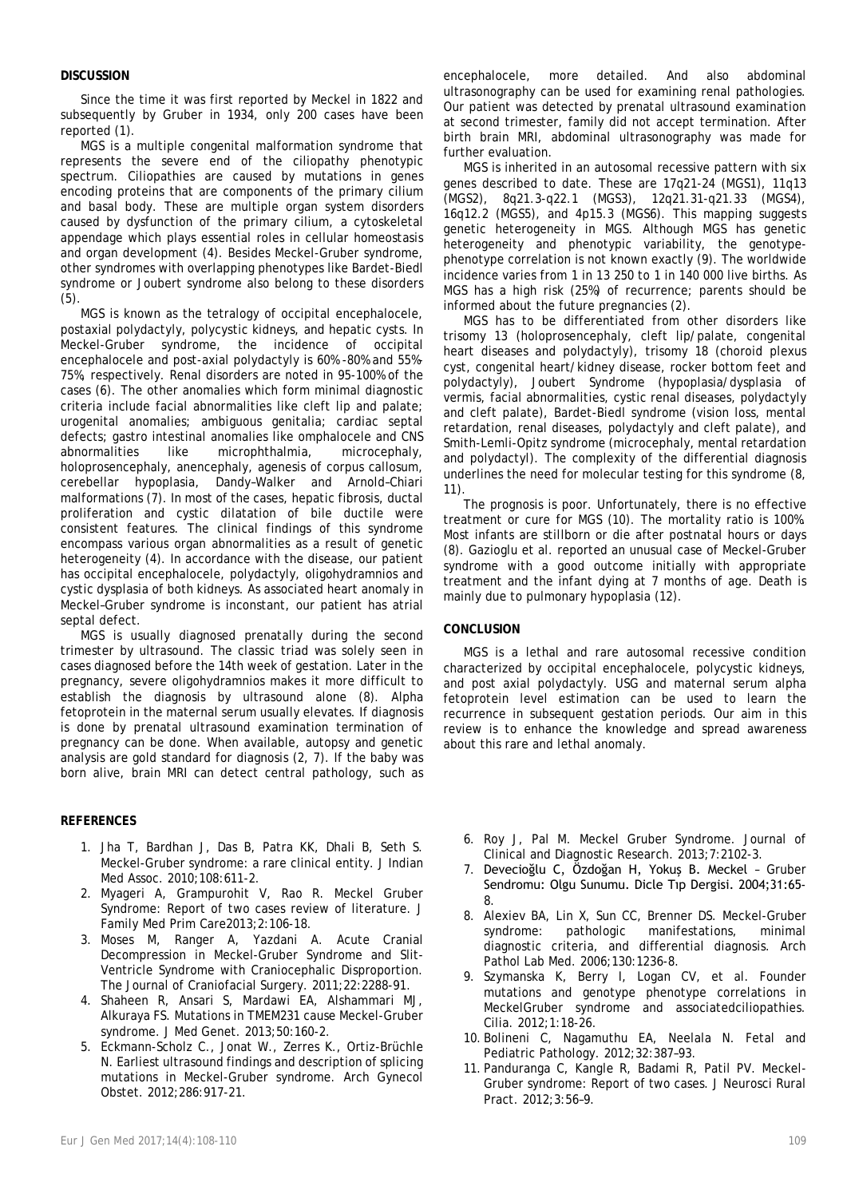## DISCUSSION

Since the time it was first reported by Meckel in 1822 and subsequently by Gruber in 1934, only 200 cases have been reported (1).

MGS is a multiple congenital malformation syndrome that represents the severe end of the ciliopathy phenotypic spectrum. Ciliopathies are caused by mutations in genes encoding proteins that are components of the primary cilium and basal body. These are multiple organ system disorders caused by dysfunction of the primary cilium, a cytoskeletal appendage which plays essential roles in cellular homeostasis and organ development (4). Besides Meckel-Gruber syndrome, other syndromes with overlapping phenotypes like Bardet-Biedl syndrome or Joubert syndrome also belong to these disorders (5).

MGS is known as the tetralogy of occipital encephalocele, postaxial polydactyly, polycystic kidneys, and hepatic cysts. In Meckel-Gruber syndrome, the incidence of occipital encephalocele and post-axial polydactyly is 60%-80% and 55%-75%, respectively. Renal disorders are noted in 95-100% of the cases (6). The other anomalies which form minimal diagnostic criteria include facial abnormalities like cleft lip and palate; urogenital anomalies; ambiguous genitalia; cardiac septal defects; gastro intestinal anomalies like omphalocele and CNS abnormalities like microphthalmia, microcephaly, holoprosencephaly, anencephaly, agenesis of corpus callosum, cerebellar hypoplasia, Dandy–Walker and Arnold–Chiari malformations (7). In most of the cases, hepatic fibrosis, ductal proliferation and cystic dilatation of bile ductile were consistent features. The clinical findings of this syndrome encompass various organ abnormalities as a result of genetic heterogeneity (4). In accordance with the disease, our patient has occipital encephalocele, polydactyly, oligohydramnios and cystic dysplasia of both kidneys. As associated heart anomaly in Meckel–Gruber syndrome is inconstant, our patient has atrial septal defect.

MGS is usually diagnosed prenatally during the second trimester by ultrasound. The classic triad was solely seen in cases diagnosed before the 14th week of gestation. Later in the pregnancy, severe oligohydramnios makes it more difficult to establish the diagnosis by ultrasound alone (8). Alpha fetoprotein in the maternal serum usually elevates. If diagnosis is done by prenatal ultrasound examination termination of pregnancy can be done. When available, autopsy and genetic analysis are gold standard for diagnosis (2, 7). If the baby was born alive, brain MRI can detect central pathology, such as encephalocele, more detailed. And also abdominal ultrasonography can be used for examining renal pathologies. Our patient was detected by prenatal ultrasound examination at second trimester, family did not accept termination. After birth brain MRI, abdominal ultrasonography was made for further evaluation.

MGS is inherited in an autosomal recessive pattern with six genes described to date. These are 17q21-24 (MGS1), 11q13 (MGS2), 8q21.3-q22.1 (MGS3), 12q21.31-q21.33 (MGS4), 16q12.2 (MGS5), and 4p15.3 (MGS6). This mapping suggests genetic heterogeneity in MGS. Although MGS has genetic heterogeneity and phenotypic variability, the genotype-phenotype correlation is not known exactly (9). The worldwide incidence varies from 1 in 13 250 to 1 in 140 000 live births. As MGS has a high risk (25%) of recurrence; parents should be informed about the future pregnancies (2).

MGS has to be differentiated from other disorders like trisomy 13 (holoprosencephaly, cleft lip/palate, congenital heart diseases and polydactyly), trisomy 18 (choroid plexus cyst, congenital heart/kidney disease, rocker bottom feet and polydactyly), Joubert Syndrome (hypoplasia/dysplasia of vermis, facial abnormalities, cystic renal diseases, polydactyly and cleft palate), Bardet-Biedl syndrome (vision loss, mental retardation, renal diseases, polydactyly and cleft palate), and Smith-Lemli-Opitz syndrome (microcephaly, mental retardation and polydactyl). The complexity of the differential diagnosis underlines the need for molecular testing for this syndrome (8, 11).

The prognosis is poor. Unfortunately, there is no effective treatment or cure for MGS (10). The mortality ratio is 100%. Most infants are stillborn or die after postnatal hours or days (8). Gazioglu et al. reported an unusual case of Meckel-Gruber syndrome with a good outcome initially with appropriate treatment and the infant dying at 7 months of age. Death is mainly due to pulmonary hypoplasia (12).

## CONCLUSION

MGS is a lethal and rare autosomal recessive condition characterized by occipital encephalocele, polycystic kidneys, and post axial polydactyly. USG and maternal serum alpha fetoprotein level estimation can be used to learn the recurrence in subsequent gestation periods. Our aim in this review is to enhance the knowledge and spread awareness about this rare and lethal anomaly.

## REFERENCES

1. Jha T, Bardhan J, Das B, Patra KK, Dhali B, Seth S. Meckel-Gruber syndrome: a rare clinical entity. J Indian Med Assoc. 2010;108:611-2.
2. Myageri A, Grampurohit V, Rao R. Meckel Gruber Syndrome: Report of two cases review of literature. J Family Med Prim Care2013;2:106-18.
3. Moses M, Ranger A, Yazdani A. Acute Cranial Decompression in Meckel-Gruber Syndrome and Slit-Ventricle Syndrome with Craniocephalic Disproportion. The Journal of Craniofacial Surgery. 2011;22:2288-91.
4. Shaheen R, Ansari S, Mardawi EA, Alshammari MJ, Alkuraya FS. Mutations in TMEM231 cause Meckel-Gruber syndrome. J Med Genet. 2013;50:160-2.
5. Eckmann-Scholz C., Jonat W., Zerres K., Ortiz-Brüchle N. Earliest ultrasound findings and description of splicing mutations in Meckel-Gruber syndrome. Arch Gynecol Obstet. 2012;286:917-21.
6. Roy J, Pal M. Meckel Gruber Syndrome. Journal of Clinical and Diagnostic Research. 2013;7:2102-3.
7. Devecioğlu C, Özdoğan H, Yokuş B. Meckel – Gruber Sendromu: Olgu Sunumu. Dicle Tıp Dergisi. 2004;31:65-8.
8. Alexiev BA, Lin X, Sun CC, Brenner DS. Meckel-Gruber syndrome: pathologic manifestations, minimal diagnostic criteria, and differential diagnosis. Arch Pathol Lab Med. 2006;130:1236-8.
9. Szymanska K, Berry I, Logan CV, et al. Founder mutations and genotype phenotype correlations in MeckelGruber syndrome and associatedciliopathies. Cilia. 2012;1:18-26.
10. Bolineni C, Nagamuthu EA, Neelala N. Fetal and Pediatric Pathology. 2012;32:387–93.
11. Panduranga C, Kangle R, Badami R, Patil PV. Meckel-Gruber syndrome: Report of two cases. J Neurosci Rural Pract. 2012;3:56–9.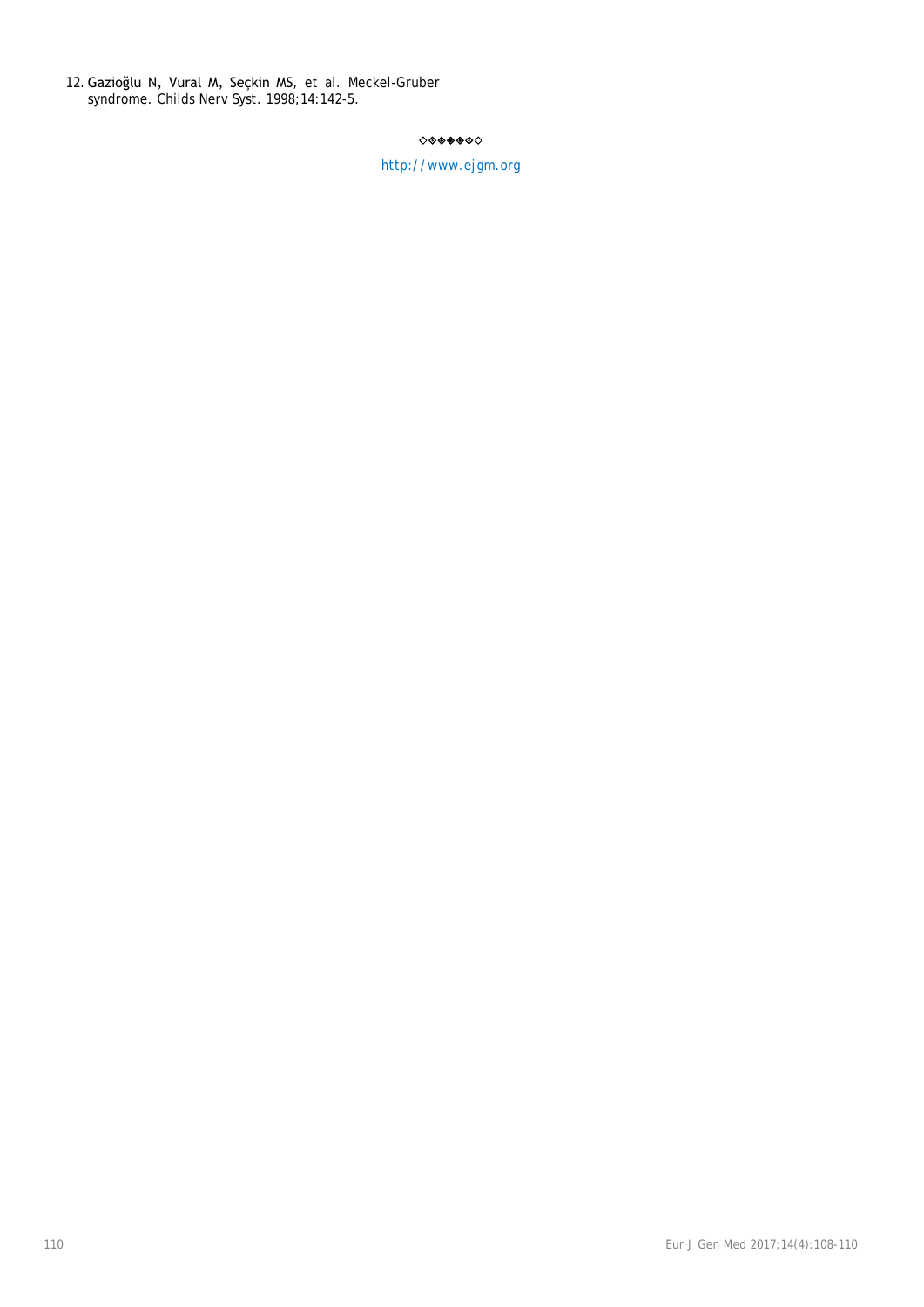12. Gazioğlu N, Vural M, Seçkin MS, et al. Meckel-Gruber syndrome. Childs Nerv Syst. 1998;14:142-5.

◇◈◈◈◈◈◇

http://www.ejgm.org